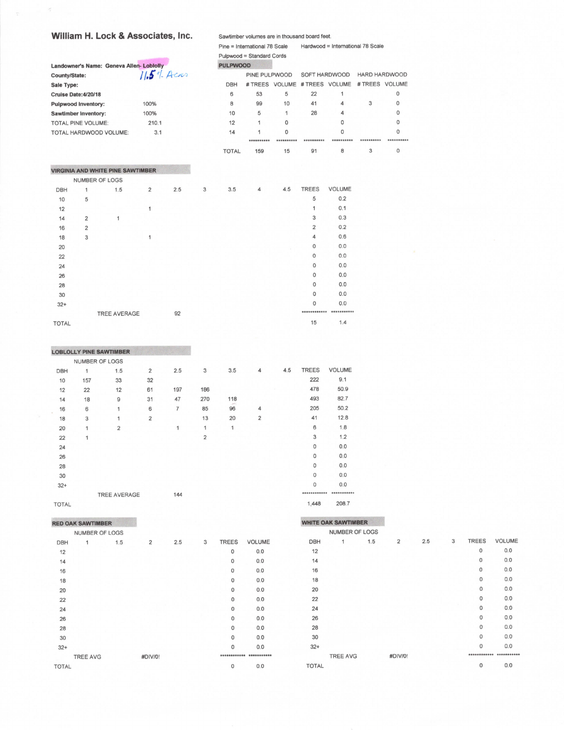## William H. Lock & Associates, Inc.

Sawtimber volumes are in thousand board feet.

Pine = International 78 Scale    Hardwood = International 78 Scale

Pulpwood = Standard Cords

**Landowner's Name:** Geneva Allen- Loblolly

**County/State:** 11.5 +/- Acres

**Sale Type:**

**Cruise Date:** 4/20/18

| | |
|---|---|
| Pulpwood Inventory: | 100% |
| Sawtimber Inventory: | 100% |
| TOTAL PINE VOLUME: | 210.1 |
| TOTAL HARDWOOD VOLUME: | 3.1 |

### PULPWOOD

| | PINE PULPWOOD | | SOFT HARDWOOD | | HARD HARDWOOD | |
|---|---|---|---|---|---|---|
| DBH | # TREES | VOLUME | # TREES | VOLUME | # TREES | VOLUME |
| 6 | 53 | 5 | 22 | 1 | | 0 |
| 8 | 99 | 10 | 41 | 4 | 3 | 0 |
| 10 | 5 | 1 | 28 | 4 | | 0 |
| 12 | 1 | 0 | | 0 | | 0 |
| 14 | 1 | 0 | | 0 | | 0 |
| TOTAL | 159 | 15 | 91 | 8 | 3 | 0 |

### VIRGINIA AND WHITE PINE SAWTIMBER

| | NUMBER OF LOGS | | | | | | | | | |
|---|---|---|---|---|---|---|---|---|---|---|
| DBH | 1 | 1.5 | 2 | 2.5 | 3 | 3.5 | 4 | 4.5 | TREES | VOLUME |
| 10 | 5 | | | | | | | | 5 | 0.2 |
| 12 | | | 1 | | | | | | 1 | 0.1 |
| 14 | 2 | 1 | | | | | | | 3 | 0.3 |
| 16 | 2 | | | | | | | | 2 | 0.2 |
| 18 | 3 | | 1 | | | | | | 4 | 0.6 |
| 20 | | | | | | | | | 0 | 0.0 |
| 22 | | | | | | | | | 0 | 0.0 |
| 24 | | | | | | | | | 0 | 0.0 |
| 26 | | | | | | | | | 0 | 0.0 |
| 28 | | | | | | | | | 0 | 0.0 |
| 30 | | | | | | | | | 0 | 0.0 |
| 32+ | | | | | | | | | 0 | 0.0 |
| | | TREE AVERAGE | | 92 | | | | | | |
| TOTAL | | | | | | | | | 15 | 1.4 |

### LOBLOLLY PINE SAWTIMBER

| | NUMBER OF LOGS | | | | | | | | | |
|---|---|---|---|---|---|---|---|---|---|---|
| DBH | 1 | 1.5 | 2 | 2.5 | 3 | 3.5 | 4 | 4.5 | TREES | VOLUME |
| 10 | 157 | 33 | 32 | | | | | | 222 | 9.1 |
| 12 | 22 | 12 | 61 | 197 | 186 | | | | 478 | 50.9 |
| 14 | 18 | 9 | 31 | 47 | 270 | 118 | | | 493 | 82.7 |
| 16 | 6 | 1 | 6 | 7 | 85 | 96 | 4 | | 205 | 50.2 |
| 18 | 3 | 1 | 2 | | 13 | 20 | 2 | | 41 | 12.8 |
| 20 | 1 | 2 | | 1 | 1 | 1 | | | 6 | 1.8 |
| 22 | 1 | | | | 2 | | | | 3 | 1.2 |
| 24 | | | | | | | | | 0 | 0.0 |
| 26 | | | | | | | | | 0 | 0.0 |
| 28 | | | | | | | | | 0 | 0.0 |
| 30 | | | | | | | | | 0 | 0.0 |
| 32+ | | | | | | | | | 0 | 0.0 |
| | | TREE AVERAGE | | 144 | | | | | | |
| TOTAL | | | | | | | | | 1,448 | 208.7 |

### RED OAK SAWTIMBER

| | NUMBER OF LOGS | | | | | | |
|---|---|---|---|---|---|---|---|
| DBH | 1 | 1.5 | 2 | 2.5 | 3 | TREES | VOLUME |
| 12 | | | | | | 0 | 0.0 |
| 14 | | | | | | 0 | 0.0 |
| 16 | | | | | | 0 | 0.0 |
| 18 | | | | | | 0 | 0.0 |
| 20 | | | | | | 0 | 0.0 |
| 22 | | | | | | 0 | 0.0 |
| 24 | | | | | | 0 | 0.0 |
| 26 | | | | | | 0 | 0.0 |
| 28 | | | | | | 0 | 0.0 |
| 30 | | | | | | 0 | 0.0 |
| 32+ | | | | | | 0 | 0.0 |
| | TREE AVG | | #DIV/0! | | | | |
| TOTAL | | | | | | 0 | 0.0 |

### WHITE OAK SAWTIMBER

| | NUMBER OF LOGS | | | | | | |
|---|---|---|---|---|---|---|---|
| DBH | 1 | 1.5 | 2 | 2.5 | 3 | TREES | VOLUME |
| 12 | | | | | | 0 | 0.0 |
| 14 | | | | | | 0 | 0.0 |
| 16 | | | | | | 0 | 0.0 |
| 18 | | | | | | 0 | 0.0 |
| 20 | | | | | | 0 | 0.0 |
| 22 | | | | | | 0 | 0.0 |
| 24 | | | | | | 0 | 0.0 |
| 26 | | | | | | 0 | 0.0 |
| 28 | | | | | | 0 | 0.0 |
| 30 | | | | | | 0 | 0.0 |
| 32+ | | | | | | 0 | 0.0 |
| | TREE AVG | | #DIV/0! | | | | |
| TOTAL | | | | | | 0 | 0.0 |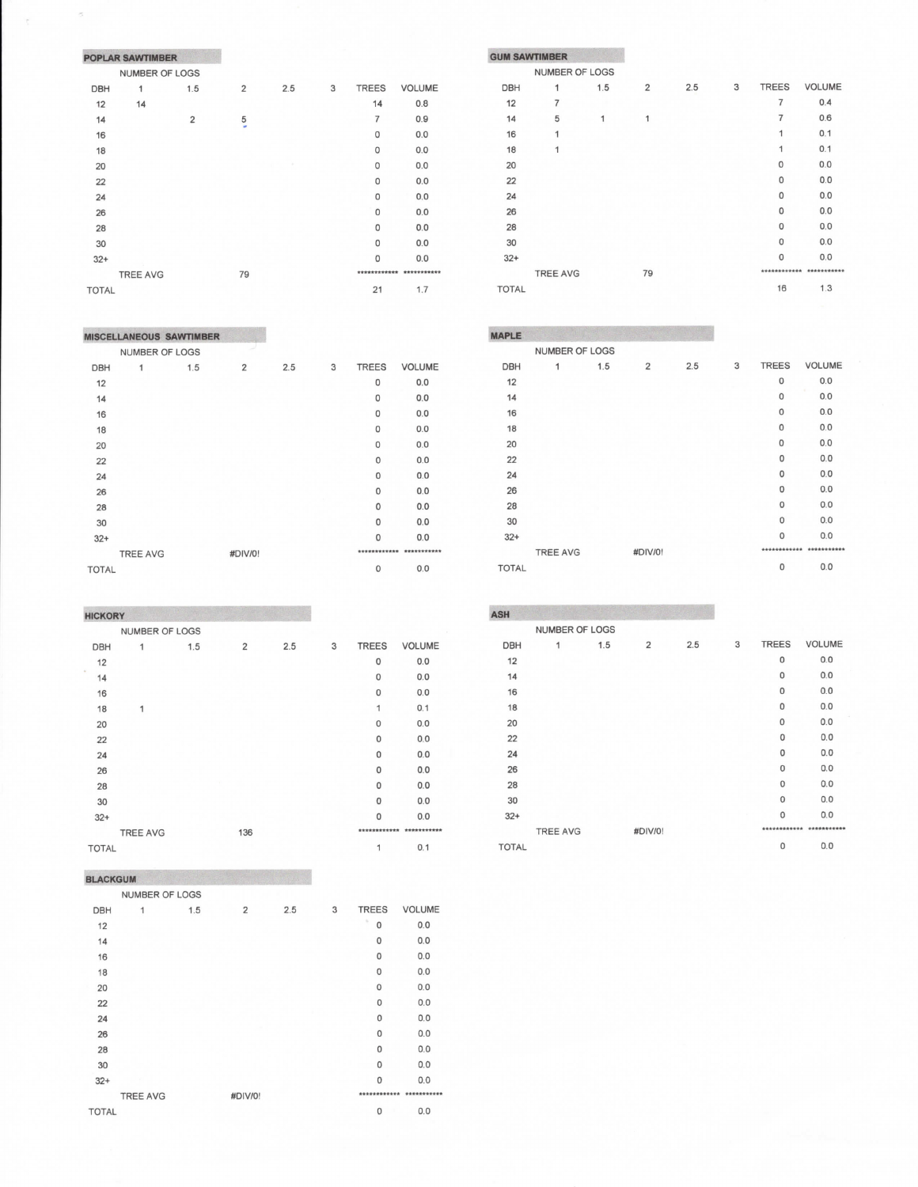## POPLAR SAWTIMBER

| DBH | NUMBER OF LOGS 1 | 1.5 | 2 | 2.5 | 3 | TREES | VOLUME |
|---|---|---|---|---|---|---|---|
| 12 | 14 | | | | | 14 | 0.8 |
| 14 | | 2 | 5 | | | 7 | 0.9 |
| 16 | | | | | | 0 | 0.0 |
| 18 | | | | | | 0 | 0.0 |
| 20 | | | | | | 0 | 0.0 |
| 22 | | | | | | 0 | 0.0 |
| 24 | | | | | | 0 | 0.0 |
| 26 | | | | | | 0 | 0.0 |
| 28 | | | | | | 0 | 0.0 |
| 30 | | | | | | 0 | 0.0 |
| 32+ | | | | | | 0 | 0.0 |
| | TREE AVG | | 79 | | | ************ | *********** |
| TOTAL | | | | | | 21 | 1.7 |

## GUM SAWTIMBER

| DBH | NUMBER OF LOGS 1 | 1.5 | 2 | 2.5 | 3 | TREES | VOLUME |
|---|---|---|---|---|---|---|---|
| 12 | 7 | | | | | 7 | 0.4 |
| 14 | 5 | 1 | 1 | | | 7 | 0.6 |
| 16 | 1 | | | | | 1 | 0.1 |
| 18 | 1 | | | | | 1 | 0.1 |
| 20 | | | | | | 0 | 0.0 |
| 22 | | | | | | 0 | 0.0 |
| 24 | | | | | | 0 | 0.0 |
| 26 | | | | | | 0 | 0.0 |
| 28 | | | | | | 0 | 0.0 |
| 30 | | | | | | 0 | 0.0 |
| 32+ | | | | | | 0 | 0.0 |
| | TREE AVG | | 79 | | | ************ | *********** |
| TOTAL | | | | | | 16 | 1.3 |

## MISCELLANEOUS SAWTIMBER

| DBH | NUMBER OF LOGS 1 | 1.5 | 2 | 2.5 | 3 | TREES | VOLUME |
|---|---|---|---|---|---|---|---|
| 12 | | | | | | 0 | 0.0 |
| 14 | | | | | | 0 | 0.0 |
| 16 | | | | | | 0 | 0.0 |
| 18 | | | | | | 0 | 0.0 |
| 20 | | | | | | 0 | 0.0 |
| 22 | | | | | | 0 | 0.0 |
| 24 | | | | | | 0 | 0.0 |
| 26 | | | | | | 0 | 0.0 |
| 28 | | | | | | 0 | 0.0 |
| 30 | | | | | | 0 | 0.0 |
| 32+ | | | | | | 0 | 0.0 |
| | TREE AVG | | #DIV/0! | | | ************ | *********** |
| TOTAL | | | | | | 0 | 0.0 |

## MAPLE

| DBH | NUMBER OF LOGS 1 | 1.5 | 2 | 2.5 | 3 | TREES | VOLUME |
|---|---|---|---|---|---|---|---|
| 12 | | | | | | 0 | 0.0 |
| 14 | | | | | | 0 | 0.0 |
| 16 | | | | | | 0 | 0.0 |
| 18 | | | | | | 0 | 0.0 |
| 20 | | | | | | 0 | 0.0 |
| 22 | | | | | | 0 | 0.0 |
| 24 | | | | | | 0 | 0.0 |
| 26 | | | | | | 0 | 0.0 |
| 28 | | | | | | 0 | 0.0 |
| 30 | | | | | | 0 | 0.0 |
| 32+ | | | | | | 0 | 0.0 |
| | TREE AVG | | #DIV/0! | | | ************ | *********** |
| TOTAL | | | | | | 0 | 0.0 |

## HICKORY

| DBH | NUMBER OF LOGS 1 | 1.5 | 2 | 2.5 | 3 | TREES | VOLUME |
|---|---|---|---|---|---|---|---|
| 12 | | | | | | 0 | 0.0 |
| 14 | | | | | | 0 | 0.0 |
| 16 | | | | | | 0 | 0.0 |
| 18 | 1 | | | | | 1 | 0.1 |
| 20 | | | | | | 0 | 0.0 |
| 22 | | | | | | 0 | 0.0 |
| 24 | | | | | | 0 | 0.0 |
| 26 | | | | | | 0 | 0.0 |
| 28 | | | | | | 0 | 0.0 |
| 30 | | | | | | 0 | 0.0 |
| 32+ | | | | | | 0 | 0.0 |
| | TREE AVG | | 136 | | | ************ | *********** |
| TOTAL | | | | | | 1 | 0.1 |

## ASH

| DBH | NUMBER OF LOGS 1 | 1.5 | 2 | 2.5 | 3 | TREES | VOLUME |
|---|---|---|---|---|---|---|---|
| 12 | | | | | | 0 | 0.0 |
| 14 | | | | | | 0 | 0.0 |
| 16 | | | | | | 0 | 0.0 |
| 18 | | | | | | 0 | 0.0 |
| 20 | | | | | | 0 | 0.0 |
| 22 | | | | | | 0 | 0.0 |
| 24 | | | | | | 0 | 0.0 |
| 26 | | | | | | 0 | 0.0 |
| 28 | | | | | | 0 | 0.0 |
| 30 | | | | | | 0 | 0.0 |
| 32+ | | | | | | 0 | 0.0 |
| | TREE AVG | | #DIV/0! | | | ************ | *********** |
| TOTAL | | | | | | 0 | 0.0 |

## BLACKGUM

| DBH | NUMBER OF LOGS 1 | 1.5 | 2 | 2.5 | 3 | TREES | VOLUME |
|---|---|---|---|---|---|---|---|
| 12 | | | | | | 0 | 0.0 |
| 14 | | | | | | 0 | 0.0 |
| 16 | | | | | | 0 | 0.0 |
| 18 | | | | | | 0 | 0.0 |
| 20 | | | | | | 0 | 0.0 |
| 22 | | | | | | 0 | 0.0 |
| 24 | | | | | | 0 | 0.0 |
| 26 | | | | | | 0 | 0.0 |
| 28 | | | | | | 0 | 0.0 |
| 30 | | | | | | 0 | 0.0 |
| 32+ | | | | | | 0 | 0.0 |
| | TREE AVG | | #DIV/0! | | | ************ | *********** |
| TOTAL | | | | | | 0 | 0.0 |